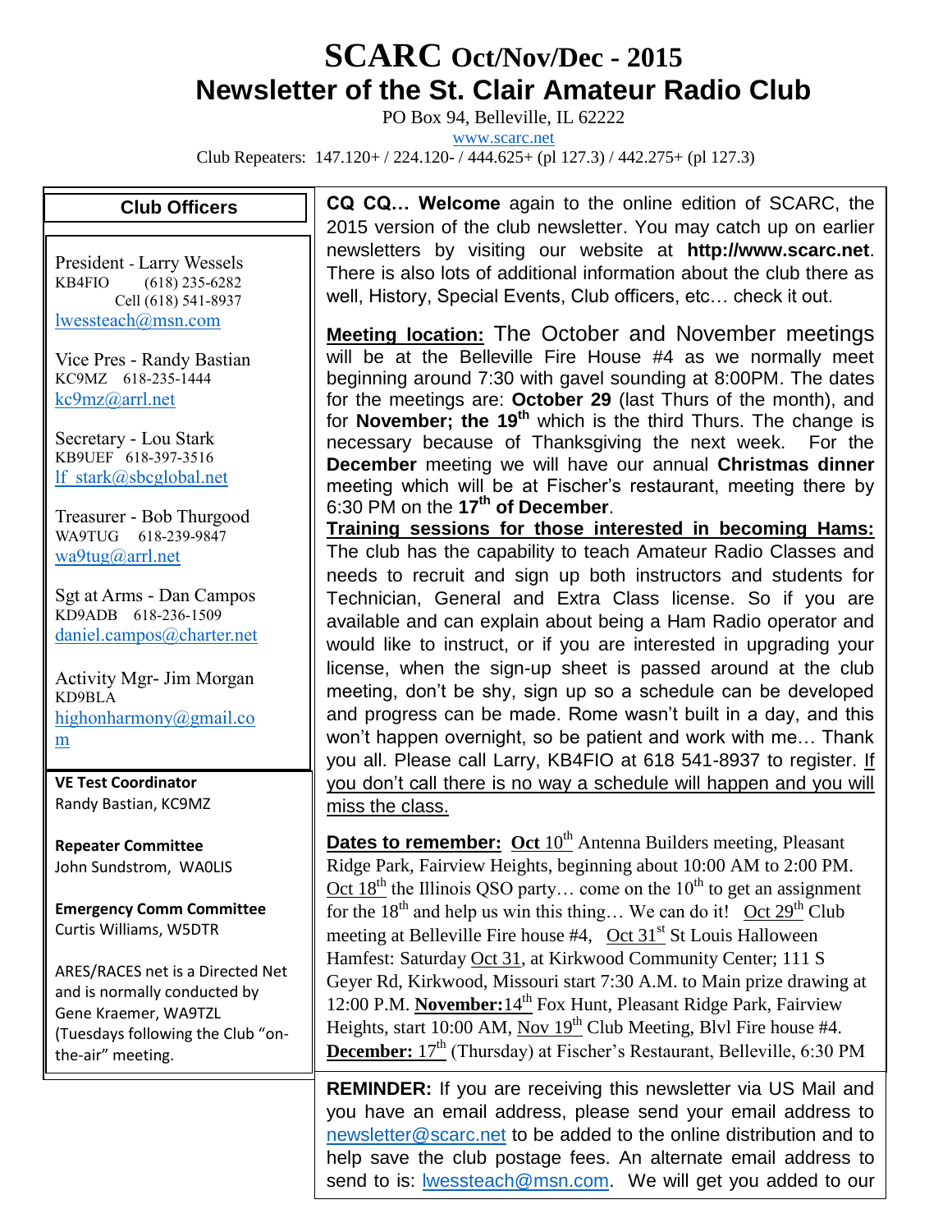# SCARC Oct/Nov/Dec - 2015

## Newsletter of the St. Clair Amateur Radio Club

PO Box 94, Belleville, IL 62222

www.scarc.net

Club Repeaters: 147.120+ / 224.120- / 444.625+ (pl 127.3) / 442.275+ (pl 127.3)

### Club Officers

President - Larry Wessels
KB4FIO (618) 235-6282
Cell (618) 541-8937
lwessteach@msn.com

Vice Pres - Randy Bastian
KC9MZ 618-235-1444
kc9mz@arrl.net

Secretary - Lou Stark
KB9UEF 618-397-3516
lf_stark@sbcglobal.net

Treasurer - Bob Thurgood
WA9TUG 618-239-9847
wa9tug@arrl.net

Sgt at Arms - Dan Campos
KD9ADB 618-236-1509
daniel.campos@charter.net

Activity Mgr- Jim Morgan
KD9BLA
highonharmony@gmail.com

**VE Test Coordinator**
Randy Bastian, KC9MZ

**Repeater Committee**
John Sundstrom, WA0LIS

**Emergency Comm Committee**
Curtis Williams, W5DTR

ARES/RACES net is a Directed Net and is normally conducted by Gene Kraemer, WA9TZL (Tuesdays following the Club "on-the-air" meeting.

**CQ CQ… Welcome** again to the online edition of SCARC, the 2015 version of the club newsletter. You may catch up on earlier newsletters by visiting our website at **http://www.scarc.net**. There is also lots of additional information about the club there as well, History, Special Events, Club officers, etc… check it out.

**Meeting location:** The October and November meetings will be at the Belleville Fire House #4 as we normally meet beginning around 7:30 with gavel sounding at 8:00PM. The dates for the meetings are: **October 29** (last Thurs of the month), and for **November; the 19th** which is the third Thurs. The change is necessary because of Thanksgiving the next week. For the **December** meeting we will have our annual **Christmas dinner** meeting which will be at Fischer's restaurant, meeting there by 6:30 PM on the **17th of December**.

**Training sessions for those interested in becoming Hams:** The club has the capability to teach Amateur Radio Classes and needs to recruit and sign up both instructors and students for Technician, General and Extra Class license. So if you are available and can explain about being a Ham Radio operator and would like to instruct, or if you are interested in upgrading your license, when the sign-up sheet is passed around at the club meeting, don't be shy, sign up so a schedule can be developed and progress can be made. Rome wasn't built in a day, and this won't happen overnight, so be patient and work with me… Thank you all. Please call Larry, KB4FIO at 618 541-8937 to register. If you don't call there is no way a schedule will happen and you will miss the class.

**Dates to remember:** **Oct 10th** Antenna Builders meeting, Pleasant Ridge Park, Fairview Heights, beginning about 10:00 AM to 2:00 PM. Oct 18th the Illinois QSO party… come on the 10th to get an assignment for the 18th and help us win this thing… We can do it! Oct 29th Club meeting at Belleville Fire house #4, Oct 31st St Louis Halloween Hamfest: Saturday Oct 31, at Kirkwood Community Center; 111 S Geyer Rd, Kirkwood, Missouri start 7:30 A.M. to Main prize drawing at 12:00 P.M. **November:** 14th Fox Hunt, Pleasant Ridge Park, Fairview Heights, start 10:00 AM, Nov 19th Club Meeting, Blvl Fire house #4. **December:** 17th (Thursday) at Fischer's Restaurant, Belleville, 6:30 PM

**REMINDER:** If you are receiving this newsletter via US Mail and you have an email address, please send your email address to newsletter@scarc.net to be added to the online distribution and to help save the club postage fees. An alternate email address to send to is: lwessteach@msn.com. We will get you added to our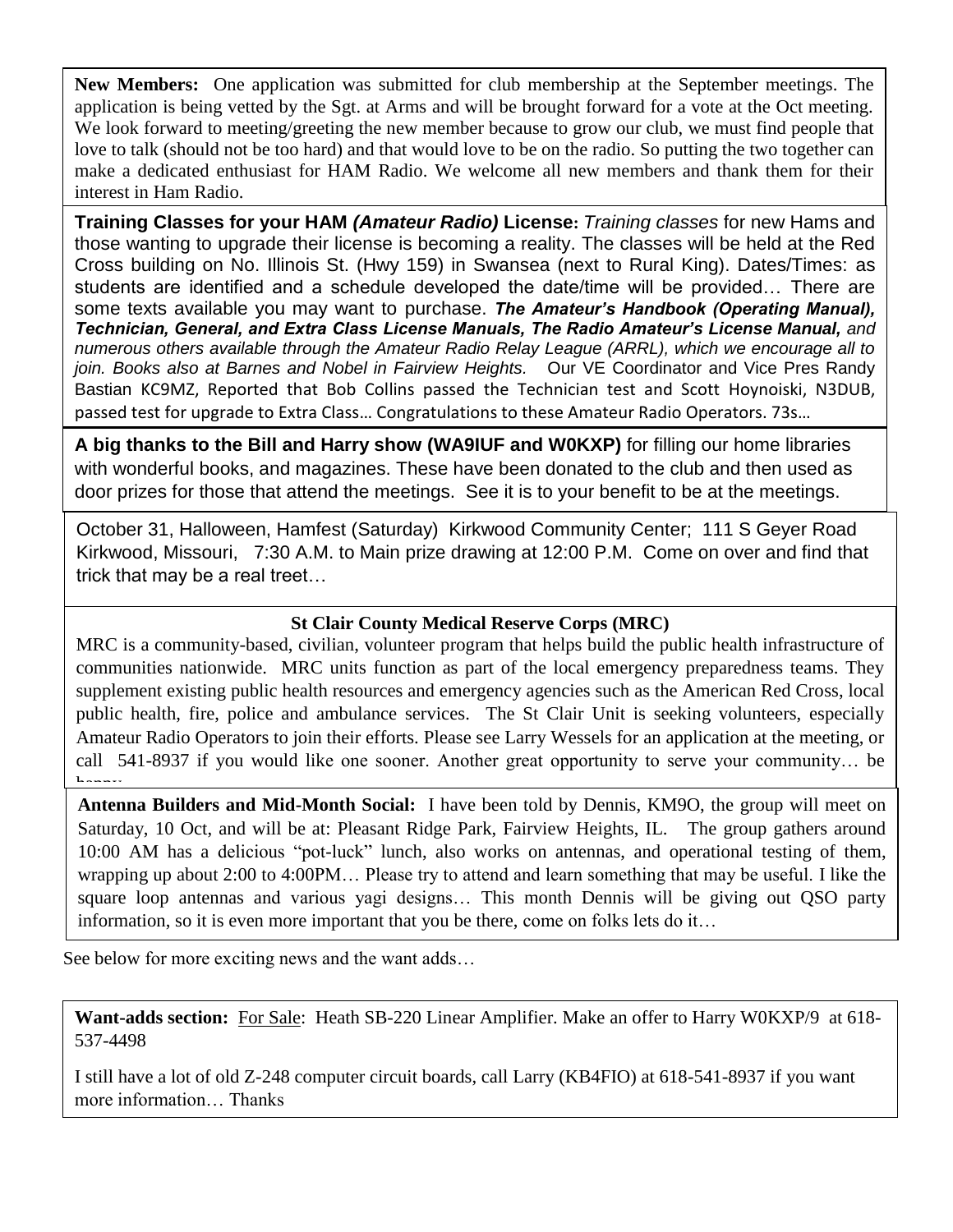**New Members:** One application was submitted for club membership at the September meetings. The application is being vetted by the Sgt. at Arms and will be brought forward for a vote at the Oct meeting. We look forward to meeting/greeting the new member because to grow our club, we must find people that love to talk (should not be too hard) and that would love to be on the radio. So putting the two together can make a dedicated enthusiast for HAM Radio. We welcome all new members and thank them for their interest in Ham Radio.

**Training Classes for your HAM *(Amateur Radio)* License:** *Training classes* for new Hams and those wanting to upgrade their license is becoming a reality. The classes will be held at the Red Cross building on No. Illinois St. (Hwy 159) in Swansea (next to Rural King). Dates/Times: as students are identified and a schedule developed the date/time will be provided… There are some texts available you may want to purchase. ***The Amateur's Handbook (Operating Manual), Technician, General, and Extra Class License Manuals, The Radio Amateur's License Manual,*** *and numerous others available through the Amateur Radio Relay League (ARRL), which we encourage all to join. Books also at Barnes and Nobel in Fairview Heights.* Our VE Coordinator and Vice Pres Randy Bastian KC9MZ, Reported that Bob Collins passed the Technician test and Scott Hoynoiski, N3DUB, passed test for upgrade to Extra Class… Congratulations to these Amateur Radio Operators. 73s…

**A big thanks to the Bill and Harry show (WA9IUF and W0KXP)** for filling our home libraries with wonderful books, and magazines. These have been donated to the club and then used as door prizes for those that attend the meetings. See it is to your benefit to be at the meetings.

October 31, Halloween, Hamfest (Saturday) Kirkwood Community Center; 111 S Geyer Road Kirkwood, Missouri, 7:30 A.M. to Main prize drawing at 12:00 P.M. Come on over and find that trick that may be a real treet…

**St Clair County Medical Reserve Corps (MRC)**

MRC is a community-based, civilian, volunteer program that helps build the public health infrastructure of communities nationwide. MRC units function as part of the local emergency preparedness teams. They supplement existing public health resources and emergency agencies such as the American Red Cross, local public health, fire, police and ambulance services. The St Clair Unit is seeking volunteers, especially Amateur Radio Operators to join their efforts. Please see Larry Wessels for an application at the meeting, or call 541-8937 if you would like one sooner. Another great opportunity to serve your community… be happy…

**Antenna Builders and Mid-Month Social:** I have been told by Dennis, KM9O, the group will meet on Saturday, 10 Oct, and will be at: Pleasant Ridge Park, Fairview Heights, IL. The group gathers around 10:00 AM has a delicious "pot-luck" lunch, also works on antennas, and operational testing of them, wrapping up about 2:00 to 4:00PM… Please try to attend and learn something that may be useful. I like the square loop antennas and various yagi designs… This month Dennis will be giving out QSO party information, so it is even more important that you be there, come on folks lets do it…

See below for more exciting news and the want adds…

**Want-adds section:** For Sale: Heath SB-220 Linear Amplifier. Make an offer to Harry W0KXP/9 at 618-537-4498

I still have a lot of old Z-248 computer circuit boards, call Larry (KB4FIO) at 618-541-8937 if you want more information… Thanks